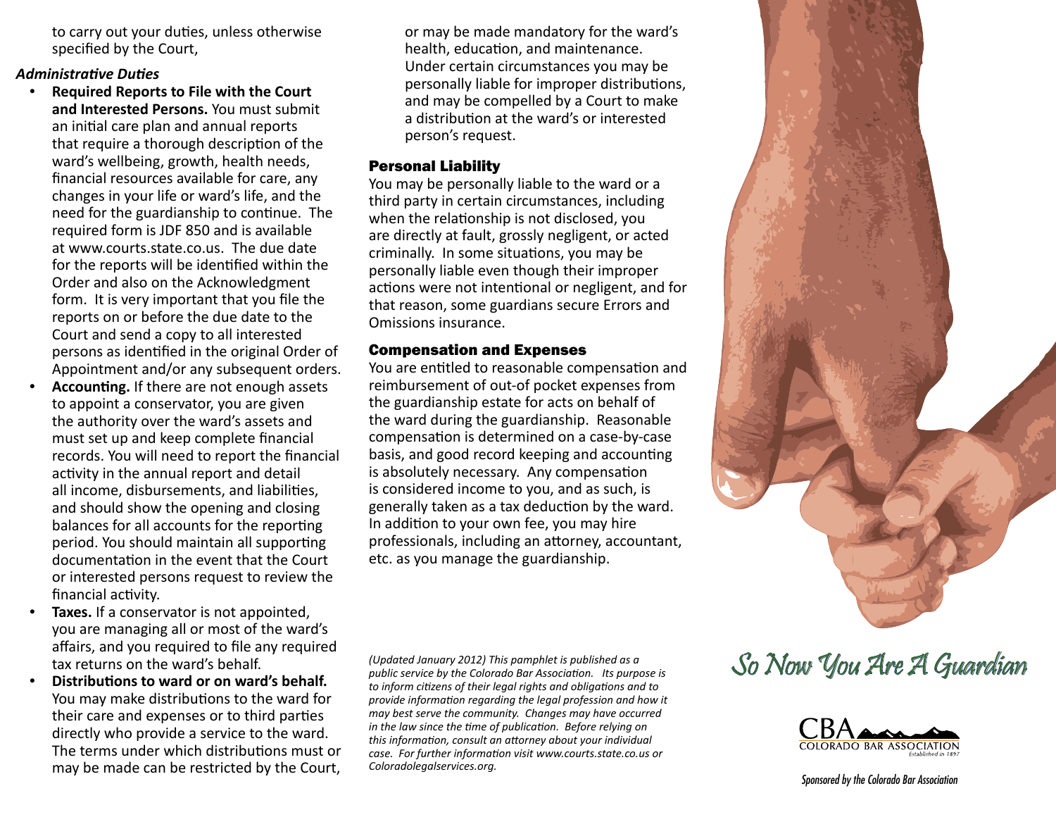to carry out your duties, unless otherwise specified by the Court,

***Administrative Duties***

- **Required Reports to File with the Court and Interested Persons.** You must submit an initial care plan and annual reports that require a thorough description of the ward's wellbeing, growth, health needs, financial resources available for care, any changes in your life or ward's life, and the need for the guardianship to continue. The required form is JDF 850 and is available at www.courts.state.co.us. The due date for the reports will be identified within the Order and also on the Acknowledgment form. It is very important that you file the reports on or before the due date to the Court and send a copy to all interested persons as identified in the original Order of Appointment and/or any subsequent orders.
- **Accounting.** If there are not enough assets to appoint a conservator, you are given the authority over the ward's assets and must set up and keep complete financial records. You will need to report the financial activity in the annual report and detail all income, disbursements, and liabilities, and should show the opening and closing balances for all accounts for the reporting period. You should maintain all supporting documentation in the event that the Court or interested persons request to review the financial activity.
- **Taxes.** If a conservator is not appointed, you are managing all or most of the ward's affairs, and you required to file any required tax returns on the ward's behalf.
- **Distributions to ward or on ward's behalf.** You may make distributions to the ward for their care and expenses or to third parties directly who provide a service to the ward. The terms under which distributions must or may be made can be restricted by the Court, or may be made mandatory for the ward's health, education, and maintenance. Under certain circumstances you may be personally liable for improper distributions, and may be compelled by a Court to make a distribution at the ward's or interested person's request.

## Personal Liability

You may be personally liable to the ward or a third party in certain circumstances, including when the relationship is not disclosed, you are directly at fault, grossly negligent, or acted criminally. In some situations, you may be personally liable even though their improper actions were not intentional or negligent, and for that reason, some guardians secure Errors and Omissions insurance.

## Compensation and Expenses

You are entitled to reasonable compensation and reimbursement of out-of pocket expenses from the guardianship estate for acts on behalf of the ward during the guardianship. Reasonable compensation is determined on a case-by-case basis, and good record keeping and accounting is absolutely necessary. Any compensation is considered income to you, and as such, is generally taken as a tax deduction by the ward. In addition to your own fee, you may hire professionals, including an attorney, accountant, etc. as you manage the guardianship.

*(Updated January 2012) This pamphlet is published as a public service by the Colorado Bar Association. Its purpose is to inform citizens of their legal rights and obligations and to provide information regarding the legal profession and how it may best serve the community. Changes may have occurred in the law since the time of publication. Before relying on this information, consult an attorney about your individual case. For further information visit www.courts.state.co.us or Coloradolegalservices.org.*

# So Now You Are A Guardian

CBA
COLORADO BAR ASSOCIATION
Established in 1897

*Sponsored by the Colorado Bar Association*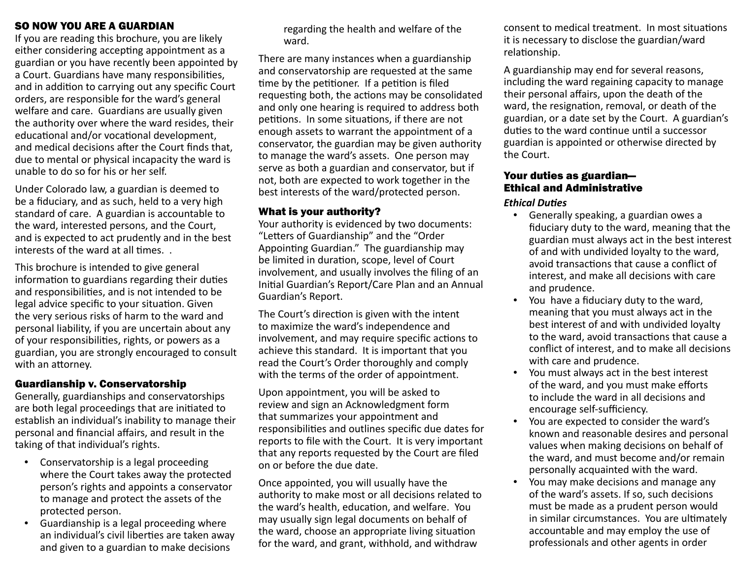## SO NOW YOU ARE A GUARDIAN

If you are reading this brochure, you are likely either considering accepting appointment as a guardian or you have recently been appointed by a Court. Guardians have many responsibilities, and in addition to carrying out any specific Court orders, are responsible for the ward's general welfare and care. Guardians are usually given the authority over where the ward resides, their educational and/or vocational development, and medical decisions after the Court finds that, due to mental or physical incapacity the ward is unable to do so for his or her self.

Under Colorado law, a guardian is deemed to be a fiduciary, and as such, held to a very high standard of care. A guardian is accountable to the ward, interested persons, and the Court, and is expected to act prudently and in the best interests of the ward at all times. .

This brochure is intended to give general information to guardians regarding their duties and responsibilities, and is not intended to be legal advice specific to your situation. Given the very serious risks of harm to the ward and personal liability, if you are uncertain about any of your responsibilities, rights, or powers as a guardian, you are strongly encouraged to consult with an attorney.

## Guardianship v. Conservatorship

Generally, guardianships and conservatorships are both legal proceedings that are initiated to establish an individual's inability to manage their personal and financial affairs, and result in the taking of that individual's rights.

- Conservatorship is a legal proceeding where the Court takes away the protected person's rights and appoints a conservator to manage and protect the assets of the protected person.
- Guardianship is a legal proceeding where an individual's civil liberties are taken away and given to a guardian to make decisions regarding the health and welfare of the ward.

There are many instances when a guardianship and conservatorship are requested at the same time by the petitioner. If a petition is filed requesting both, the actions may be consolidated and only one hearing is required to address both petitions. In some situations, if there are not enough assets to warrant the appointment of a conservator, the guardian may be given authority to manage the ward's assets. One person may serve as both a guardian and conservator, but if not, both are expected to work together in the best interests of the ward/protected person.

## What is your authority?

Your authority is evidenced by two documents: "Letters of Guardianship" and the "Order Appointing Guardian." The guardianship may be limited in duration, scope, level of Court involvement, and usually involves the filing of an Initial Guardian's Report/Care Plan and an Annual Guardian's Report.

The Court's direction is given with the intent to maximize the ward's independence and involvement, and may require specific actions to achieve this standard. It is important that you read the Court's Order thoroughly and comply with the terms of the order of appointment.

Upon appointment, you will be asked to review and sign an Acknowledgment form that summarizes your appointment and responsibilities and outlines specific due dates for reports to file with the Court. It is very important that any reports requested by the Court are filed on or before the due date.

Once appointed, you will usually have the authority to make most or all decisions related to the ward's health, education, and welfare. You may usually sign legal documents on behalf of the ward, choose an appropriate living situation for the ward, and grant, withhold, and withdraw consent to medical treatment. In most situations it is necessary to disclose the guardian/ward relationship.

A guardianship may end for several reasons, including the ward regaining capacity to manage their personal affairs, upon the death of the ward, the resignation, removal, or death of the guardian, or a date set by the Court. A guardian's duties to the ward continue until a successor guardian is appointed or otherwise directed by the Court.

## Your duties as guardian— Ethical and Administrative

### *Ethical Duties*

- Generally speaking, a guardian owes a fiduciary duty to the ward, meaning that the guardian must always act in the best interest of and with undivided loyalty to the ward, avoid transactions that cause a conflict of interest, and make all decisions with care and prudence.
- You have a fiduciary duty to the ward, meaning that you must always act in the best interest of and with undivided loyalty to the ward, avoid transactions that cause a conflict of interest, and to make all decisions with care and prudence.
- You must always act in the best interest of the ward, and you must make efforts to include the ward in all decisions and encourage self-sufficiency.
- You are expected to consider the ward's known and reasonable desires and personal values when making decisions on behalf of the ward, and must become and/or remain personally acquainted with the ward.
- You may make decisions and manage any of the ward's assets. If so, such decisions must be made as a prudent person would in similar circumstances. You are ultimately accountable and may employ the use of professionals and other agents in order